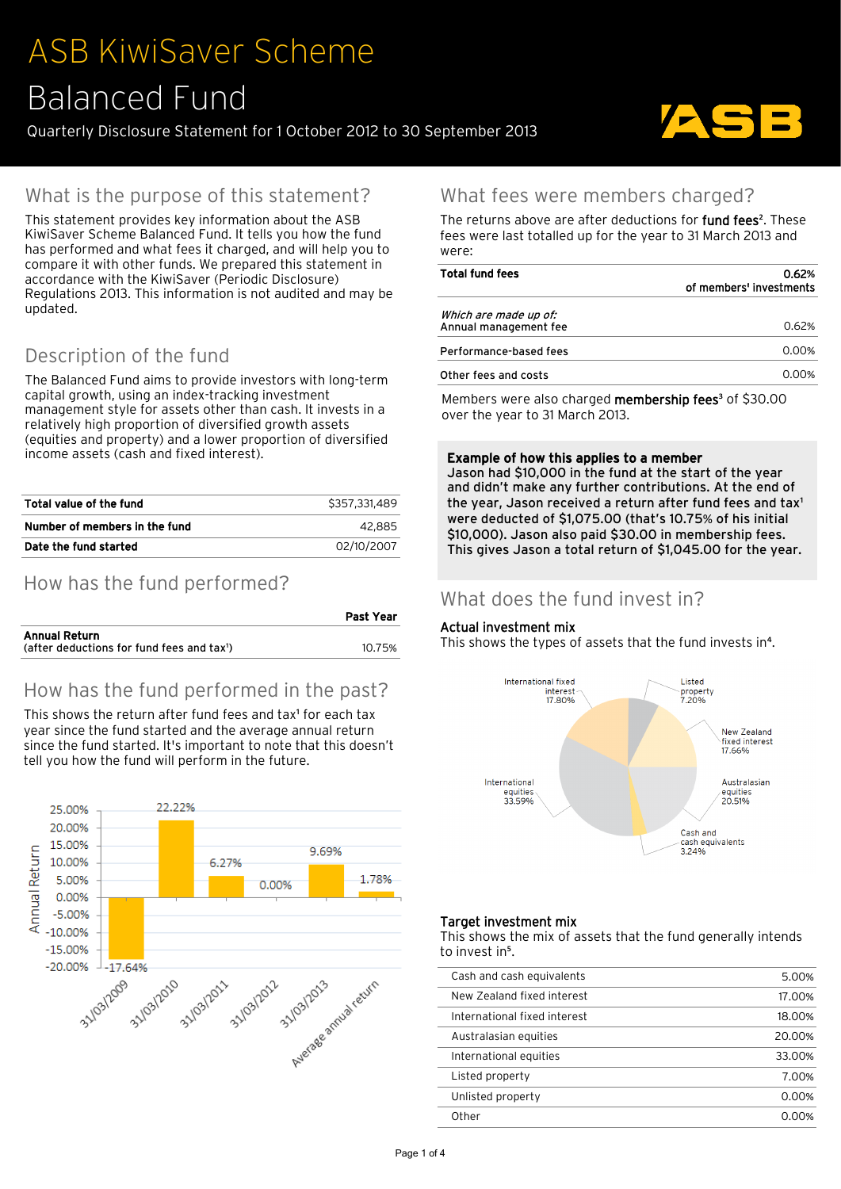# ASB KiwiSaver Scheme

# Balanced Fund

Quarterly Disclosure Statement for 1 October 2012 to 30 September 2013

## What is the purpose of this statement?

This statement provides key information about the ASB KiwiSaver Scheme Balanced Fund. It tells you how the fund has performed and what fees it charged, and will help you to compare it with other funds. We prepared this statement in accordance with the KiwiSaver (Periodic Disclosure) Regulations 2013. This information is not audited and may be updated.

## Description of the fund

The Balanced Fund aims to provide investors with long-term capital growth, using an index-tracking investment management style for assets other than cash. It invests in a relatively high proportion of diversified growth assets (equities and property) and a lower proportion of diversified income assets (cash and fixed interest).

| | |
|---|---|
| **Total value of the fund** | $357,331,489 |
| **Number of members in the fund** | 42,885 |
| **Date the fund started** | 02/10/2007 |

## How has the fund performed?

| | Past Year |
|---|---|
| **Annual Return** (after deductions for fund fees and tax[1]) | 10.75% |

## How has the fund performed in the past?

This shows the return after fund fees and tax[1] for each tax year since the fund started and the average annual return since the fund started. It's important to note that this doesn't tell you how the fund will perform in the future.

| | Annual Return |
|---|---|
| 31/03/2009 | -17.64% |
| 31/03/2010 | 22.22% |
| 31/03/2011 | 6.27% |
| 31/03/2012 | 0.00% |
| 31/03/2013 | 9.69% |
| Average annual return | 1.78% |

## What fees were members charged?

The returns above are after deductions for **fund fees**[2]. These fees were last totalled up for the year to 31 March 2013 and were:

| | |
|---|---|
| **Total fund fees** | **0.62%** of members' investments |
| *Which are made up of:* Annual management fee | 0.62% |
| Performance-based fees | 0.00% |
| Other fees and costs | 0.00% |

Members were also charged **membership fees**[3] of $30.00 over the year to 31 March 2013.

**Example of how this applies to a member**
**Jason had $10,000 in the fund at the start of the year and didn't make any further contributions. At the end of the year, Jason received a return after fund fees and tax[1] were deducted of $1,075.00 (that's 10.75% of his initial $10,000). Jason also paid $30.00 in membership fees. This gives Jason a total return of $1,045.00 for the year.**

## What does the fund invest in?

### Actual investment mix

This shows the types of assets that the fund invests in[4].

| Asset | Actual |
|---|---|
| International fixed interest | 17.80% |
| Listed property | 7.20% |
| New Zealand fixed interest | 17.66% |
| Australasian equities | 20.51% |
| Cash and cash equivalents | 3.24% |
| International equities | 33.59% |

### Target investment mix

This shows the mix of assets that the fund generally intends to invest in[5].

| | |
|---|---|
| Cash and cash equivalents | 5.00% |
| New Zealand fixed interest | 17.00% |
| International fixed interest | 18.00% |
| Australasian equities | 20.00% |
| International equities | 33.00% |
| Listed property | 7.00% |
| Unlisted property | 0.00% |
| Other | 0.00% |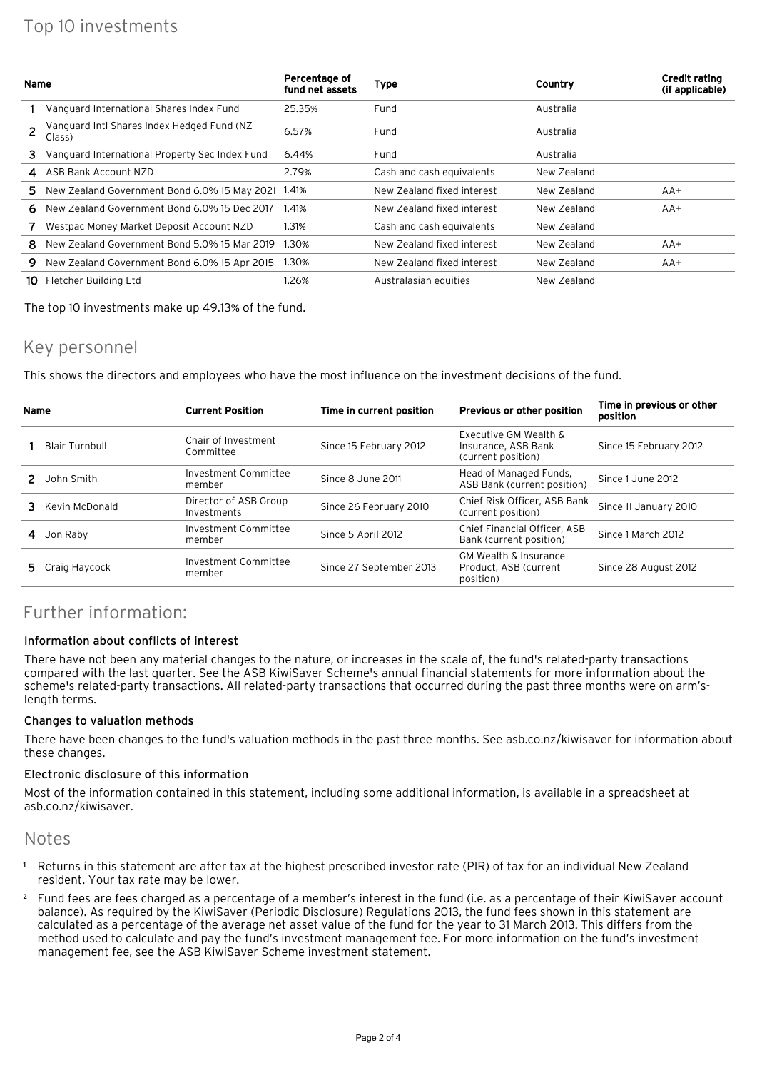# Top 10 investments

| | Name | Percentage of fund net assets | Type | Country | Credit rating (if applicable) |
|---|---|---|---|---|---|
| 1 | Vanguard International Shares Index Fund | 25.35% | Fund | Australia | |
| 2 | Vanguard Intl Shares Index Hedged Fund (NZ Class) | 6.57% | Fund | Australia | |
| 3 | Vanguard International Property Sec Index Fund | 6.44% | Fund | Australia | |
| 4 | ASB Bank Account NZD | 2.79% | Cash and cash equivalents | New Zealand | |
| 5 | New Zealand Government Bond 6.0% 15 May 2021 | 1.41% | New Zealand fixed interest | New Zealand | AA+ |
| 6 | New Zealand Government Bond 6.0% 15 Dec 2017 | 1.41% | New Zealand fixed interest | New Zealand | AA+ |
| 7 | Westpac Money Market Deposit Account NZD | 1.31% | Cash and cash equivalents | New Zealand | |
| 8 | New Zealand Government Bond 5.0% 15 Mar 2019 | 1.30% | New Zealand fixed interest | New Zealand | AA+ |
| 9 | New Zealand Government Bond 6.0% 15 Apr 2015 | 1.30% | New Zealand fixed interest | New Zealand | AA+ |
| 10 | Fletcher Building Ltd | 1.26% | Australasian equities | New Zealand | |

The top 10 investments make up 49.13% of the fund.

# Key personnel

This shows the directors and employees who have the most influence on the investment decisions of the fund.

| | Name | Current Position | Time in current position | Previous or other position | Time in previous or other position |
|---|---|---|---|---|---|
| 1 | Blair Turnbull | Chair of Investment Committee | Since 15 February 2012 | Executive GM Wealth & Insurance, ASB Bank (current position) | Since 15 February 2012 |
| 2 | John Smith | Investment Committee member | Since 8 June 2011 | Head of Managed Funds, ASB Bank (current position) | Since 1 June 2012 |
| 3 | Kevin McDonald | Director of ASB Group Investments | Since 26 February 2010 | Chief Risk Officer, ASB Bank (current position) | Since 11 January 2010 |
| 4 | Jon Raby | Investment Committee member | Since 5 April 2012 | Chief Financial Officer, ASB Bank (current position) | Since 1 March 2012 |
| 5 | Craig Haycock | Investment Committee member | Since 27 September 2013 | GM Wealth & Insurance Product, ASB (current position) | Since 28 August 2012 |

# Further information:

### Information about conflicts of interest

There have not been any material changes to the nature, or increases in the scale of, the fund's related-party transactions compared with the last quarter. See the ASB KiwiSaver Scheme's annual financial statements for more information about the scheme's related-party transactions. All related-party transactions that occurred during the past three months were on arm's-length terms.

### Changes to valuation methods

There have been changes to the fund's valuation methods in the past three months. See asb.co.nz/kiwisaver for information about these changes.

### Electronic disclosure of this information

Most of the information contained in this statement, including some additional information, is available in a spreadsheet at asb.co.nz/kiwisaver.

# Notes

[1] Returns in this statement are after tax at the highest prescribed investor rate (PIR) of tax for an individual New Zealand resident. Your tax rate may be lower.

[2] Fund fees are fees charged as a percentage of a member's interest in the fund (i.e. as a percentage of their KiwiSaver account balance). As required by the KiwiSaver (Periodic Disclosure) Regulations 2013, the fund fees shown in this statement are calculated as a percentage of the average net asset value of the fund for the year to 31 March 2013. This differs from the method used to calculate and pay the fund's investment management fee. For more information on the fund's investment management fee, see the ASB KiwiSaver Scheme investment statement.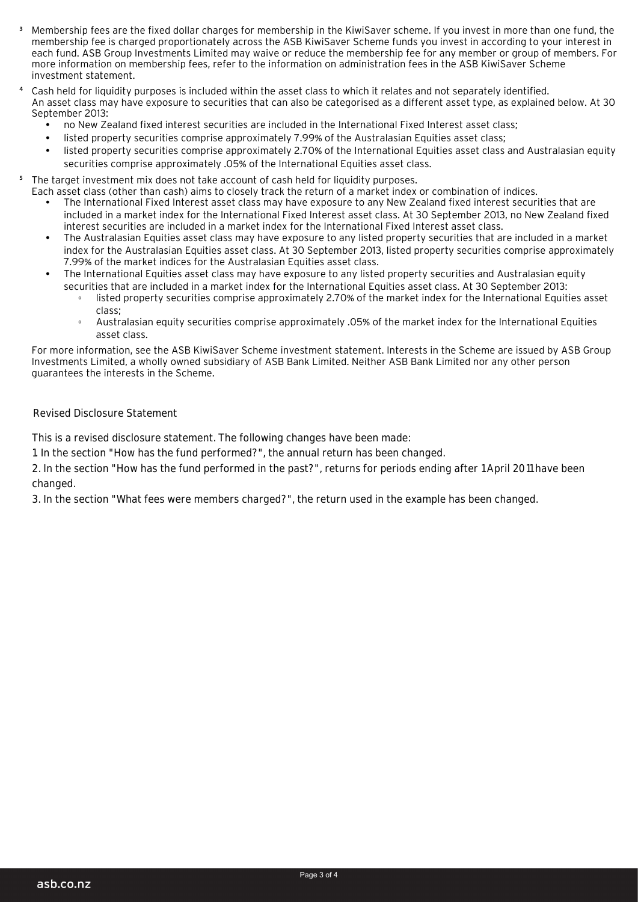[3] Membership fees are the fixed dollar charges for membership in the KiwiSaver scheme. If you invest in more than one fund, the membership fee is charged proportionately across the ASB KiwiSaver Scheme funds you invest in according to your interest in each fund. ASB Group Investments Limited may waive or reduce the membership fee for any member or group of members. For more information on membership fees, refer to the information on administration fees in the ASB KiwiSaver Scheme investment statement.

[4] Cash held for liquidity purposes is included within the asset class to which it relates and not separately identified.
An asset class may have exposure to securities that can also be categorised as a different asset type, as explained below. At 30 September 2013:

- no New Zealand fixed interest securities are included in the International Fixed Interest asset class;
- listed property securities comprise approximately 7.99% of the Australasian Equities asset class;
- listed property securities comprise approximately 2.70% of the International Equities asset class and Australasian equity securities comprise approximately .05% of the International Equities asset class.

[5] The target investment mix does not take account of cash held for liquidity purposes.
Each asset class (other than cash) aims to closely track the return of a market index or combination of indices.

- The International Fixed Interest asset class may have exposure to any New Zealand fixed interest securities that are included in a market index for the International Fixed Interest asset class. At 30 September 2013, no New Zealand fixed interest securities are included in a market index for the International Fixed Interest asset class.
- The Australasian Equities asset class may have exposure to any listed property securities that are included in a market index for the Australasian Equities asset class. At 30 September 2013, listed property securities comprise approximately 7.99% of the market indices for the Australasian Equities asset class.
- The International Equities asset class may have exposure to any listed property securities and Australasian equity securities that are included in a market index for the International Equities asset class. At 30 September 2013:
  - listed property securities comprise approximately 2.70% of the market index for the International Equities asset class;
  - Australasian equity securities comprise approximately .05% of the market index for the International Equities asset class.

For more information, see the ASB KiwiSaver Scheme investment statement. Interests in the Scheme are issued by ASB Group Investments Limited, a wholly owned subsidiary of ASB Bank Limited. Neither ASB Bank Limited nor any other person guarantees the interests in the Scheme.

Revised Disclosure Statement

This is a revised disclosure statement. The following changes have been made:

1. In the section "How has the fund performed?", the annual return has been changed.

2. In the section "How has the fund performed in the past?", returns for periods ending after 1 April 2011 have been changed.

3. In the section "What fees were members charged?", the return used in the example has been changed.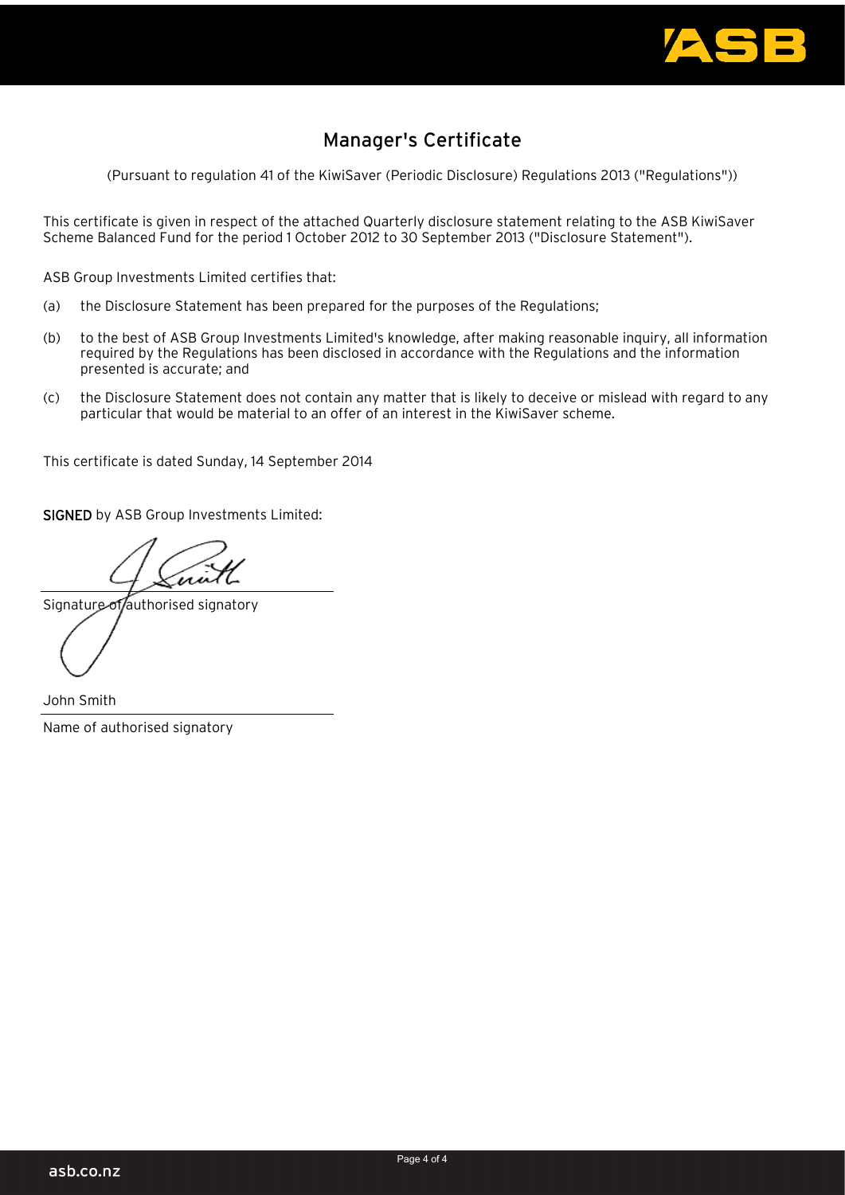# Manager's Certificate

(Pursuant to regulation 41 of the KiwiSaver (Periodic Disclosure) Regulations 2013 ("Regulations"))

This certificate is given in respect of the attached Quarterly disclosure statement relating to the ASB KiwiSaver Scheme Balanced Fund for the period 1 October 2012 to 30 September 2013 ("Disclosure Statement").

ASB Group Investments Limited certifies that:

(a) the Disclosure Statement has been prepared for the purposes of the Regulations;

(b) to the best of ASB Group Investments Limited's knowledge, after making reasonable inquiry, all information required by the Regulations has been disclosed in accordance with the Regulations and the information presented is accurate; and

(c) the Disclosure Statement does not contain any matter that is likely to deceive or mislead with regard to any particular that would be material to an offer of an interest in the KiwiSaver scheme.

This certificate is dated Sunday, 14 September 2014

**SIGNED** by ASB Group Investments Limited:

Signature of authorised signatory

John Smith

Name of authorised signatory